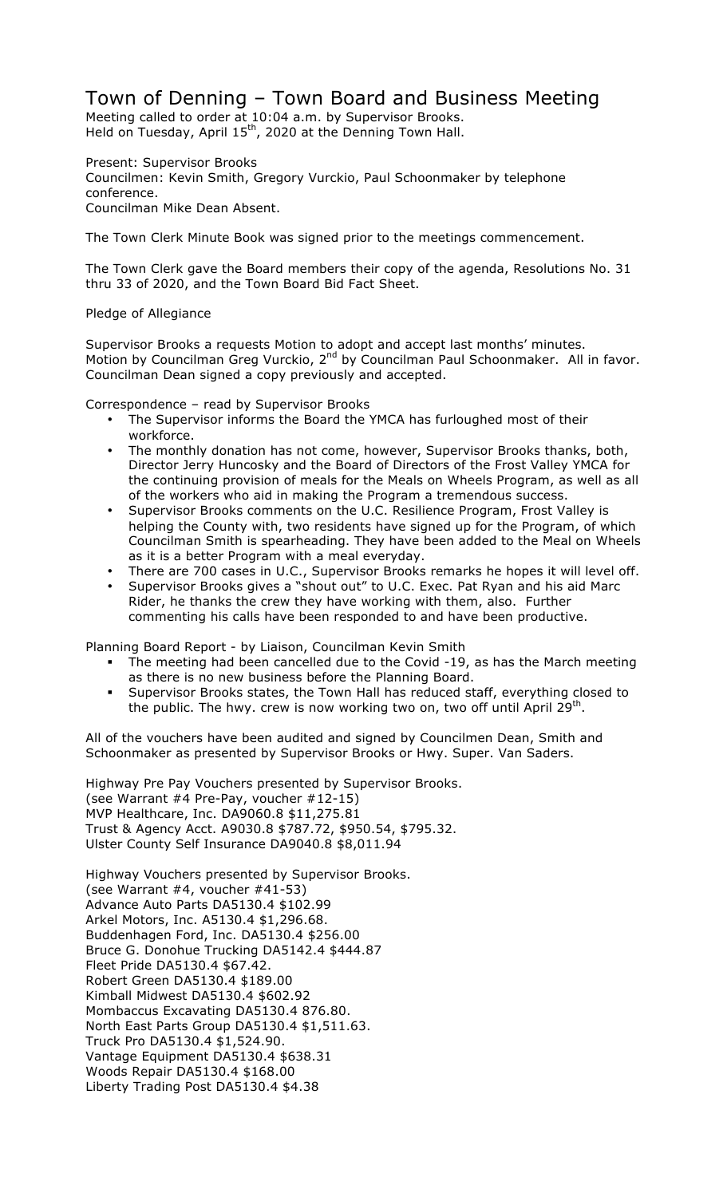# Town of Denning – Town Board and Business Meeting

Meeting called to order at 10:04 a.m. by Supervisor Brooks.
Held on Tuesday, April 15th, 2020 at the Denning Town Hall.

Present: Supervisor Brooks
Councilmen: Kevin Smith, Gregory Vurckio, Paul Schoonmaker by telephone conference.
Councilman Mike Dean Absent.

The Town Clerk Minute Book was signed prior to the meetings commencement.

The Town Clerk gave the Board members their copy of the agenda, Resolutions No. 31 thru 33 of 2020, and the Town Board Bid Fact Sheet.

Pledge of Allegiance

Supervisor Brooks a requests Motion to adopt and accept last months' minutes. Motion by Councilman Greg Vurckio, 2nd by Councilman Paul Schoonmaker. All in favor. Councilman Dean signed a copy previously and accepted.

Correspondence – read by Supervisor Brooks

- The Supervisor informs the Board the YMCA has furloughed most of their workforce.
- The monthly donation has not come, however, Supervisor Brooks thanks, both, Director Jerry Huncosky and the Board of Directors of the Frost Valley YMCA for the continuing provision of meals for the Meals on Wheels Program, as well as all of the workers who aid in making the Program a tremendous success.
- Supervisor Brooks comments on the U.C. Resilience Program, Frost Valley is helping the County with, two residents have signed up for the Program, of which Councilman Smith is spearheading. They have been added to the Meal on Wheels as it is a better Program with a meal everyday.
- There are 700 cases in U.C., Supervisor Brooks remarks he hopes it will level off.
- Supervisor Brooks gives a "shout out" to U.C. Exec. Pat Ryan and his aid Marc Rider, he thanks the crew they have working with them, also. Further commenting his calls have been responded to and have been productive.

Planning Board Report - by Liaison, Councilman Kevin Smith

- The meeting had been cancelled due to the Covid -19, as has the March meeting as there is no new business before the Planning Board.
- Supervisor Brooks states, the Town Hall has reduced staff, everything closed to the public. The hwy. crew is now working two on, two off until April 29th.

All of the vouchers have been audited and signed by Councilmen Dean, Smith and Schoonmaker as presented by Supervisor Brooks or Hwy. Super. Van Saders.

Highway Pre Pay Vouchers presented by Supervisor Brooks.
(see Warrant #4 Pre-Pay, voucher #12-15)
MVP Healthcare, Inc. DA9060.8 $11,275.81
Trust & Agency Acct. A9030.8 $787.72, $950.54, $795.32.
Ulster County Self Insurance DA9040.8 $8,011.94

Highway Vouchers presented by Supervisor Brooks.
(see Warrant #4, voucher #41-53)
Advance Auto Parts DA5130.4 $102.99
Arkel Motors, Inc. A5130.4 $1,296.68.
Buddenhagen Ford, Inc. DA5130.4 $256.00
Bruce G. Donohue Trucking DA5142.4 $444.87
Fleet Pride DA5130.4 $67.42.
Robert Green DA5130.4 $189.00
Kimball Midwest DA5130.4 $602.92
Mombaccus Excavating DA5130.4 876.80.
North East Parts Group DA5130.4 $1,511.63.
Truck Pro DA5130.4 $1,524.90.
Vantage Equipment DA5130.4 $638.31
Woods Repair DA5130.4 $168.00
Liberty Trading Post DA5130.4 $4.38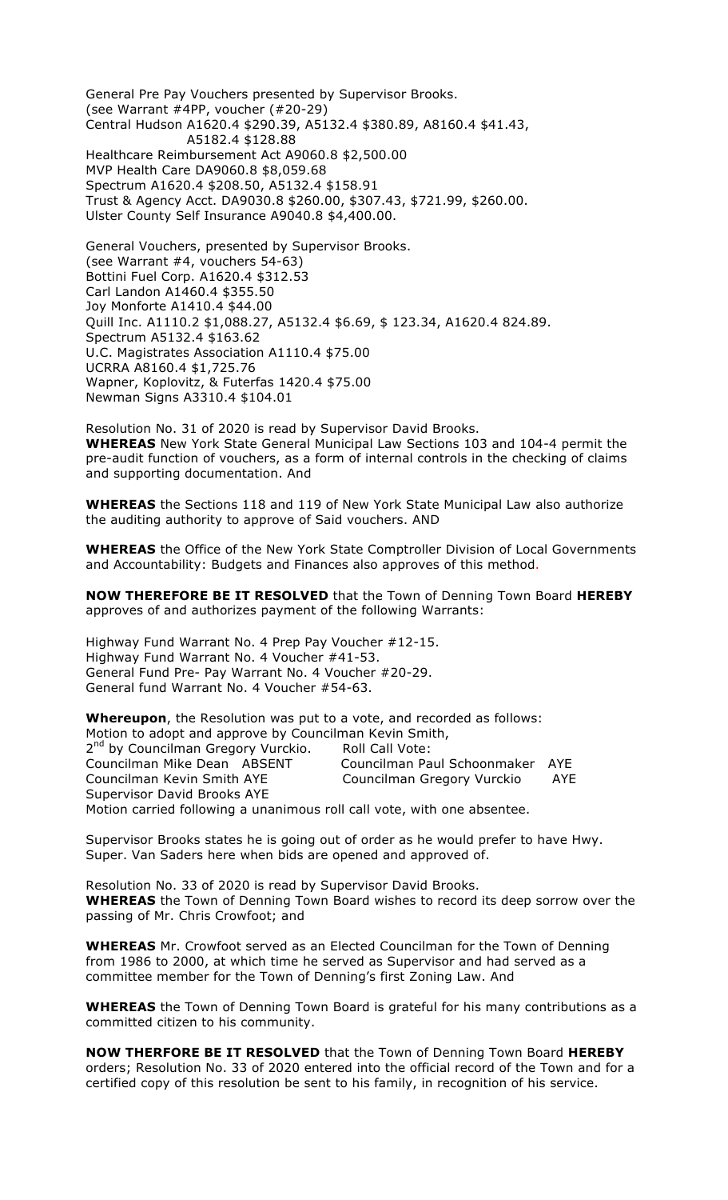General Pre Pay Vouchers presented by Supervisor Brooks.
(see Warrant #4PP, voucher (#20-29)
Central Hudson A1620.4 $290.39, A5132.4 $380.89, A8160.4 $41.43,
A5182.4 $128.88
Healthcare Reimbursement Act A9060.8 $2,500.00
MVP Health Care DA9060.8 $8,059.68
Spectrum A1620.4 $208.50, A5132.4 $158.91
Trust & Agency Acct. DA9030.8 $260.00, $307.43, $721.99, $260.00.
Ulster County Self Insurance A9040.8 $4,400.00.

General Vouchers, presented by Supervisor Brooks.
(see Warrant #4, vouchers 54-63)
Bottini Fuel Corp. A1620.4 $312.53
Carl Landon A1460.4 $355.50
Joy Monforte A1410.4 $44.00
Quill Inc. A1110.2 $1,088.27, A5132.4 $6.69, $ 123.34, A1620.4 824.89.
Spectrum A5132.4 $163.62
U.C. Magistrates Association A1110.4 $75.00
UCRRA A8160.4 $1,725.76
Wapner, Koplovitz, & Futerfas 1420.4 $75.00
Newman Signs A3310.4 $104.01

Resolution No. 31 of 2020 is read by Supervisor David Brooks.
**WHEREAS** New York State General Municipal Law Sections 103 and 104-4 permit the pre-audit function of vouchers, as a form of internal controls in the checking of claims and supporting documentation. And

**WHEREAS** the Sections 118 and 119 of New York State Municipal Law also authorize the auditing authority to approve of Said vouchers. AND

**WHEREAS** the Office of the New York State Comptroller Division of Local Governments and Accountability: Budgets and Finances also approves of this method.

**NOW THEREFORE BE IT RESOLVED** that the Town of Denning Town Board **HEREBY** approves of and authorizes payment of the following Warrants:

Highway Fund Warrant No. 4 Prep Pay Voucher #12-15.
Highway Fund Warrant No. 4 Voucher #41-53.
General Fund Pre- Pay Warrant No. 4 Voucher #20-29.
General fund Warrant No. 4 Voucher #54-63.

**Whereupon**, the Resolution was put to a vote, and recorded as follows:
Motion to adopt and approve by Councilman Kevin Smith,
2nd by Councilman Gregory Vurckio. Roll Call Vote:
Councilman Mike Dean ABSENT Councilman Paul Schoonmaker AYE
Councilman Kevin Smith AYE Councilman Gregory Vurckio AYE
Supervisor David Brooks AYE
Motion carried following a unanimous roll call vote, with one absentee.

Supervisor Brooks states he is going out of order as he would prefer to have Hwy. Super. Van Saders here when bids are opened and approved of.

Resolution No. 33 of 2020 is read by Supervisor David Brooks.
**WHEREAS** the Town of Denning Town Board wishes to record its deep sorrow over the passing of Mr. Chris Crowfoot; and

**WHEREAS** Mr. Crowfoot served as an Elected Councilman for the Town of Denning from 1986 to 2000, at which time he served as Supervisor and had served as a committee member for the Town of Denning's first Zoning Law. And

**WHEREAS** the Town of Denning Town Board is grateful for his many contributions as a committed citizen to his community.

**NOW THERFORE BE IT RESOLVED** that the Town of Denning Town Board **HEREBY** orders; Resolution No. 33 of 2020 entered into the official record of the Town and for a certified copy of this resolution be sent to his family, in recognition of his service.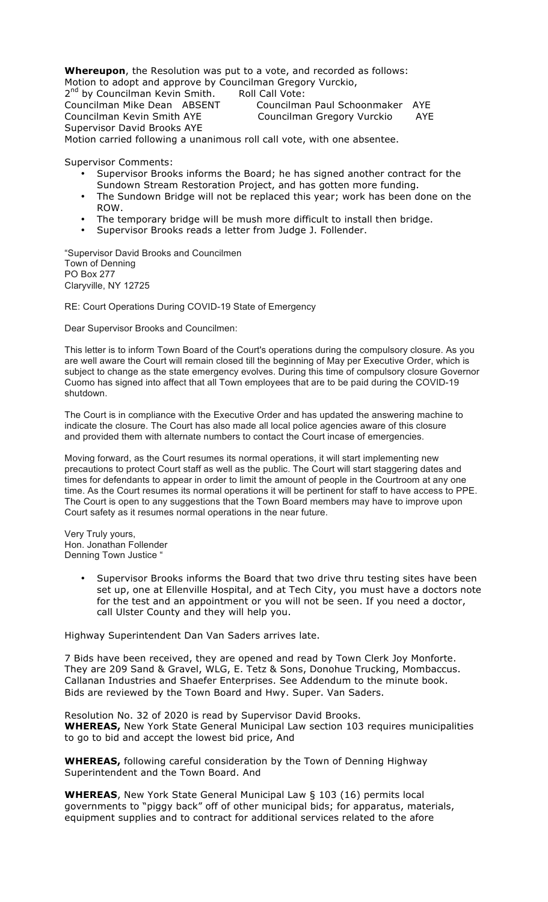**Whereupon**, the Resolution was put to a vote, and recorded as follows:
Motion to adopt and approve by Councilman Gregory Vurckio,
2nd by Councilman Kevin Smith.    Roll Call Vote:
Councilman Mike Dean ABSENT    Councilman Paul Schoonmaker AYE
Councilman Kevin Smith AYE    Councilman Gregory Vurckio AYE
Supervisor David Brooks AYE
Motion carried following a unanimous roll call vote, with one absentee.

Supervisor Comments:

- Supervisor Brooks informs the Board; he has signed another contract for the Sundown Stream Restoration Project, and has gotten more funding.
- The Sundown Bridge will not be replaced this year; work has been done on the ROW.
- The temporary bridge will be mush more difficult to install then bridge.
- Supervisor Brooks reads a letter from Judge J. Follender.

"Supervisor David Brooks and Councilmen
Town of Denning
PO Box 277
Claryville, NY 12725

RE: Court Operations During COVID-19 State of Emergency

Dear Supervisor Brooks and Councilmen:

This letter is to inform Town Board of the Court's operations during the compulsory closure. As you are well aware the Court will remain closed till the beginning of May per Executive Order, which is subject to change as the state emergency evolves. During this time of compulsory closure Governor Cuomo has signed into affect that all Town employees that are to be paid during the COVID-19 shutdown.

The Court is in compliance with the Executive Order and has updated the answering machine to indicate the closure. The Court has also made all local police agencies aware of this closure and provided them with alternate numbers to contact the Court incase of emergencies.

Moving forward, as the Court resumes its normal operations, it will start implementing new precautions to protect Court staff as well as the public. The Court will start staggering dates and times for defendants to appear in order to limit the amount of people in the Courtroom at any one time. As the Court resumes its normal operations it will be pertinent for staff to have access to PPE. The Court is open to any suggestions that the Town Board members may have to improve upon Court safety as it resumes normal operations in the near future.

Very Truly yours,
Hon. Jonathan Follender
Denning Town Justice "

- Supervisor Brooks informs the Board that two drive thru testing sites have been set up, one at Ellenville Hospital, and at Tech City, you must have a doctors note for the test and an appointment or you will not be seen. If you need a doctor, call Ulster County and they will help you.

Highway Superintendent Dan Van Saders arrives late.

7 Bids have been received, they are opened and read by Town Clerk Joy Monforte. They are 209 Sand & Gravel, WLG, E. Tetz & Sons, Donohue Trucking, Mombaccus. Callanan Industries and Shaefer Enterprises. See Addendum to the minute book. Bids are reviewed by the Town Board and Hwy. Super. Van Saders.

Resolution No. 32 of 2020 is read by Supervisor David Brooks.
**WHEREAS,** New York State General Municipal Law section 103 requires municipalities to go to bid and accept the lowest bid price, And

**WHEREAS,** following careful consideration by the Town of Denning Highway Superintendent and the Town Board. And

**WHEREAS**, New York State General Municipal Law § 103 (16) permits local governments to "piggy back" off of other municipal bids; for apparatus, materials, equipment supplies and to contract for additional services related to the afore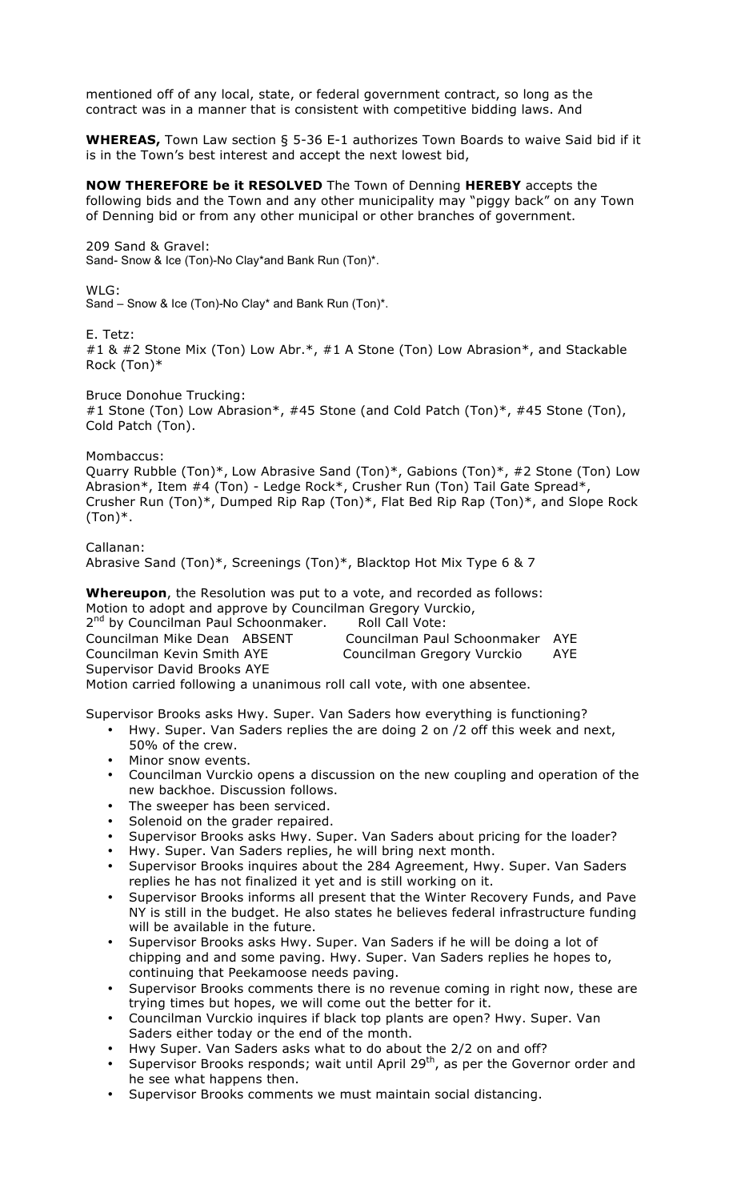mentioned off of any local, state, or federal government contract, so long as the contract was in a manner that is consistent with competitive bidding laws. And

**WHEREAS,** Town Law section § 5-36 E-1 authorizes Town Boards to waive Said bid if it is in the Town's best interest and accept the next lowest bid,

**NOW THEREFORE be it RESOLVED** The Town of Denning **HEREBY** accepts the following bids and the Town and any other municipality may "piggy back" on any Town of Denning bid or from any other municipal or other branches of government.

209 Sand & Gravel:
Sand- Snow & Ice (Ton)-No Clay*and Bank Run (Ton)*.

WLG:
Sand – Snow & Ice (Ton)-No Clay* and Bank Run (Ton)*.

E. Tetz:
#1 & #2 Stone Mix (Ton) Low Abr.*, #1 A Stone (Ton) Low Abrasion*, and Stackable Rock (Ton)*

Bruce Donohue Trucking:
#1 Stone (Ton) Low Abrasion*, #45 Stone (and Cold Patch (Ton)*, #45 Stone (Ton), Cold Patch (Ton).

Mombaccus:
Quarry Rubble (Ton)*, Low Abrasive Sand (Ton)*, Gabions (Ton)*, #2 Stone (Ton) Low Abrasion*, Item #4 (Ton) - Ledge Rock*, Crusher Run (Ton) Tail Gate Spread*, Crusher Run (Ton)*, Dumped Rip Rap (Ton)*, Flat Bed Rip Rap (Ton)*, and Slope Rock (Ton)*.

Callanan:
Abrasive Sand (Ton)*, Screenings (Ton)*, Blacktop Hot Mix Type 6 & 7

**Whereupon**, the Resolution was put to a vote, and recorded as follows:
Motion to adopt and approve by Councilman Gregory Vurckio,
2nd by Councilman Paul Schoonmaker. Roll Call Vote:
Councilman Mike Dean ABSENT Councilman Paul Schoonmaker AYE
Councilman Kevin Smith AYE Councilman Gregory Vurckio AYE
Supervisor David Brooks AYE
Motion carried following a unanimous roll call vote, with one absentee.

Supervisor Brooks asks Hwy. Super. Van Saders how everything is functioning?

- Hwy. Super. Van Saders replies the are doing 2 on /2 off this week and next, 50% of the crew.
- Minor snow events.
- Councilman Vurckio opens a discussion on the new coupling and operation of the new backhoe. Discussion follows.
- The sweeper has been serviced.
- Solenoid on the grader repaired.
- Supervisor Brooks asks Hwy. Super. Van Saders about pricing for the loader?
- Hwy. Super. Van Saders replies, he will bring next month.
- Supervisor Brooks inquires about the 284 Agreement, Hwy. Super. Van Saders replies he has not finalized it yet and is still working on it.
- Supervisor Brooks informs all present that the Winter Recovery Funds, and Pave NY is still in the budget. He also states he believes federal infrastructure funding will be available in the future.
- Supervisor Brooks asks Hwy. Super. Van Saders if he will be doing a lot of chipping and and some paving. Hwy. Super. Van Saders replies he hopes to, continuing that Peekamoose needs paving.
- Supervisor Brooks comments there is no revenue coming in right now, these are trying times but hopes, we will come out the better for it.
- Councilman Vurckio inquires if black top plants are open? Hwy. Super. Van Saders either today or the end of the month.
- Hwy Super. Van Saders asks what to do about the 2/2 on and off?
- Supervisor Brooks responds; wait until April 29th, as per the Governor order and he see what happens then.
- Supervisor Brooks comments we must maintain social distancing.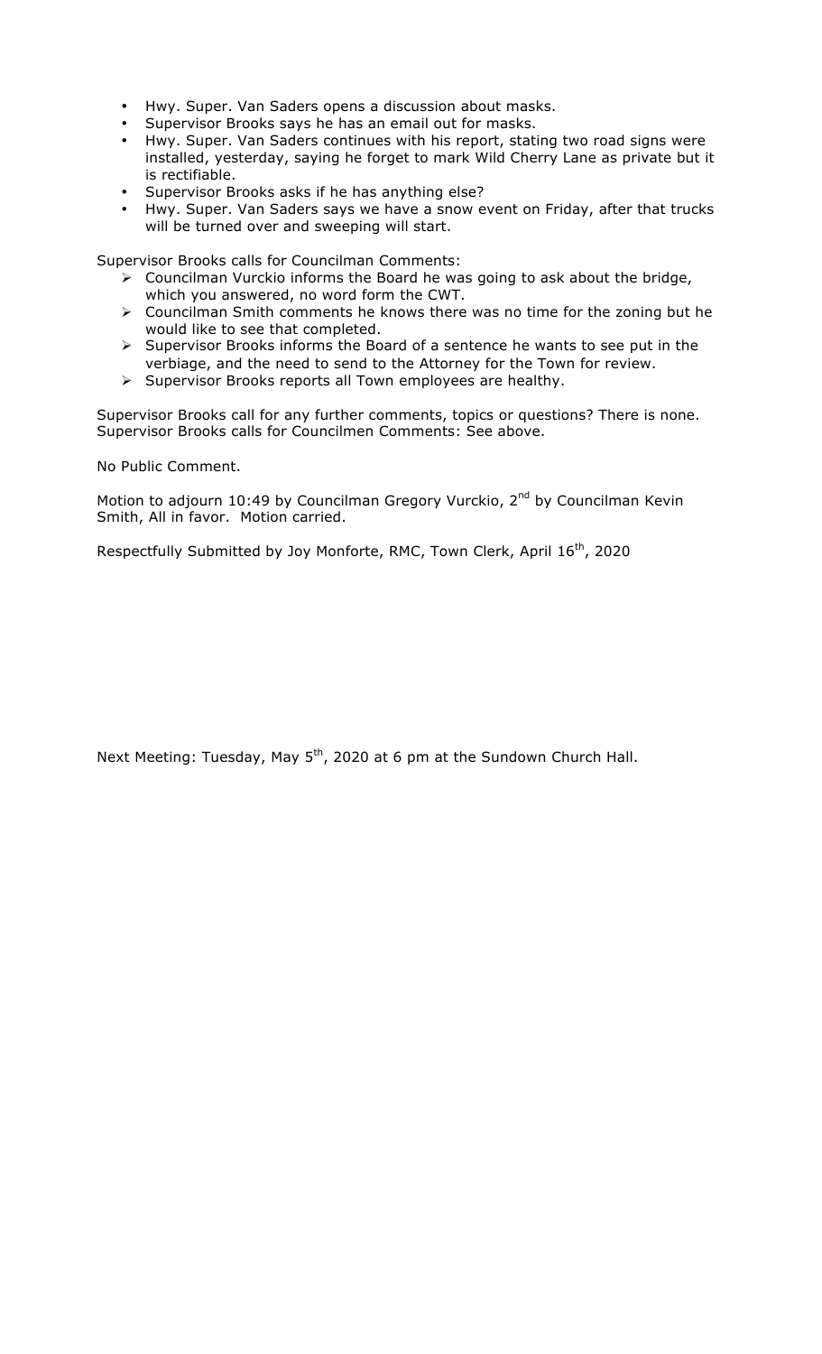- Hwy. Super. Van Saders opens a discussion about masks.
- Supervisor Brooks says he has an email out for masks.
- Hwy. Super. Van Saders continues with his report, stating two road signs were installed, yesterday, saying he forget to mark Wild Cherry Lane as private but it is rectifiable.
- Supervisor Brooks asks if he has anything else?
- Hwy. Super. Van Saders says we have a snow event on Friday, after that trucks will be turned over and sweeping will start.

Supervisor Brooks calls for Councilman Comments:

- Councilman Vurckio informs the Board he was going to ask about the bridge, which you answered, no word form the CWT.
- Councilman Smith comments he knows there was no time for the zoning but he would like to see that completed.
- Supervisor Brooks informs the Board of a sentence he wants to see put in the verbiage, and the need to send to the Attorney for the Town for review.
- Supervisor Brooks reports all Town employees are healthy.

Supervisor Brooks call for any further comments, topics or questions? There is none. Supervisor Brooks calls for Councilmen Comments: See above.

No Public Comment.

Motion to adjourn 10:49 by Councilman Gregory Vurckio, 2nd by Councilman Kevin Smith, All in favor. Motion carried.

Respectfully Submitted by Joy Monforte, RMC, Town Clerk, April 16th, 2020

Next Meeting: Tuesday, May 5th, 2020 at 6 pm at the Sundown Church Hall.